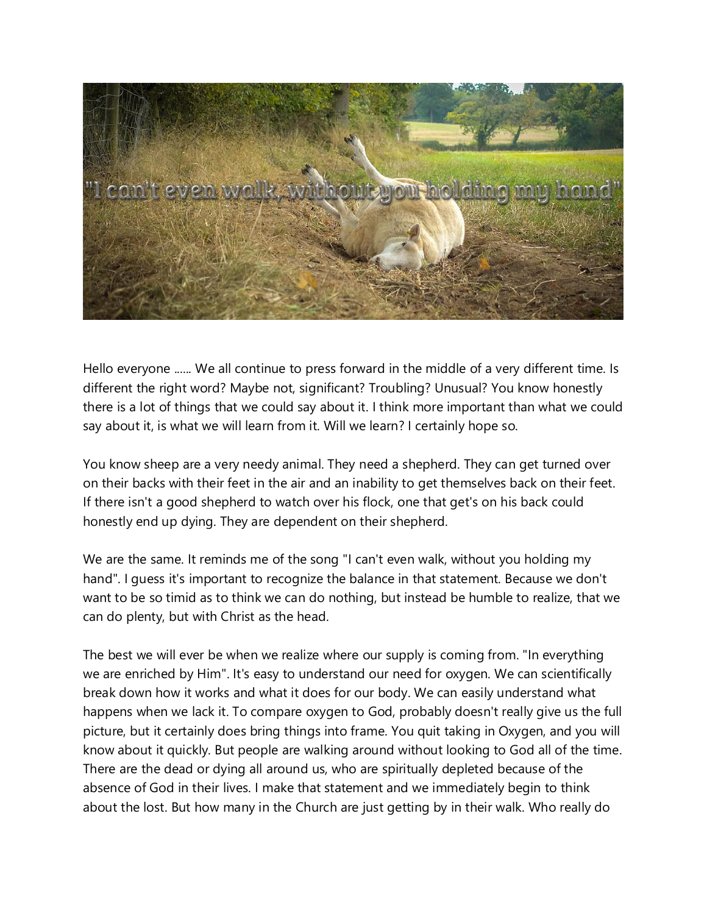Hello everyone ...... We all continue to press forward in the middle of a very different time. Is different the right word? Maybe not, significant? Troubling? Unusual? You know honestly there is a lot of things that we could say about it. I think more important than what we could say about it, is what we will learn from it. Will we learn? I certainly hope so.

You know sheep are a very needy animal. They need a shepherd. They can get turned over on their backs with their feet in the air and an inability to get themselves back on their feet. If there isn't a good shepherd to watch over his flock, one that get's on his back could honestly end up dying. They are dependent on their shepherd.

We are the same. It reminds me of the song "I can't even walk, without you holding my hand". I guess it's important to recognize the balance in that statement. Because we don't want to be so timid as to think we can do nothing, but instead be humble to realize, that we can do plenty, but with Christ as the head.

The best we will ever be when we realize where our supply is coming from. "In everything we are enriched by Him". It's easy to understand our need for oxygen. We can scientifically break down how it works and what it does for our body. We can easily understand what happens when we lack it. To compare oxygen to God, probably doesn't really give us the full picture, but it certainly does bring things into frame. You quit taking in Oxygen, and you will know about it quickly. But people are walking around without looking to God all of the time. There are the dead or dying all around us, who are spiritually depleted because of the absence of God in their lives. I make that statement and we immediately begin to think about the lost. But how many in the Church are just getting by in their walk. Who really do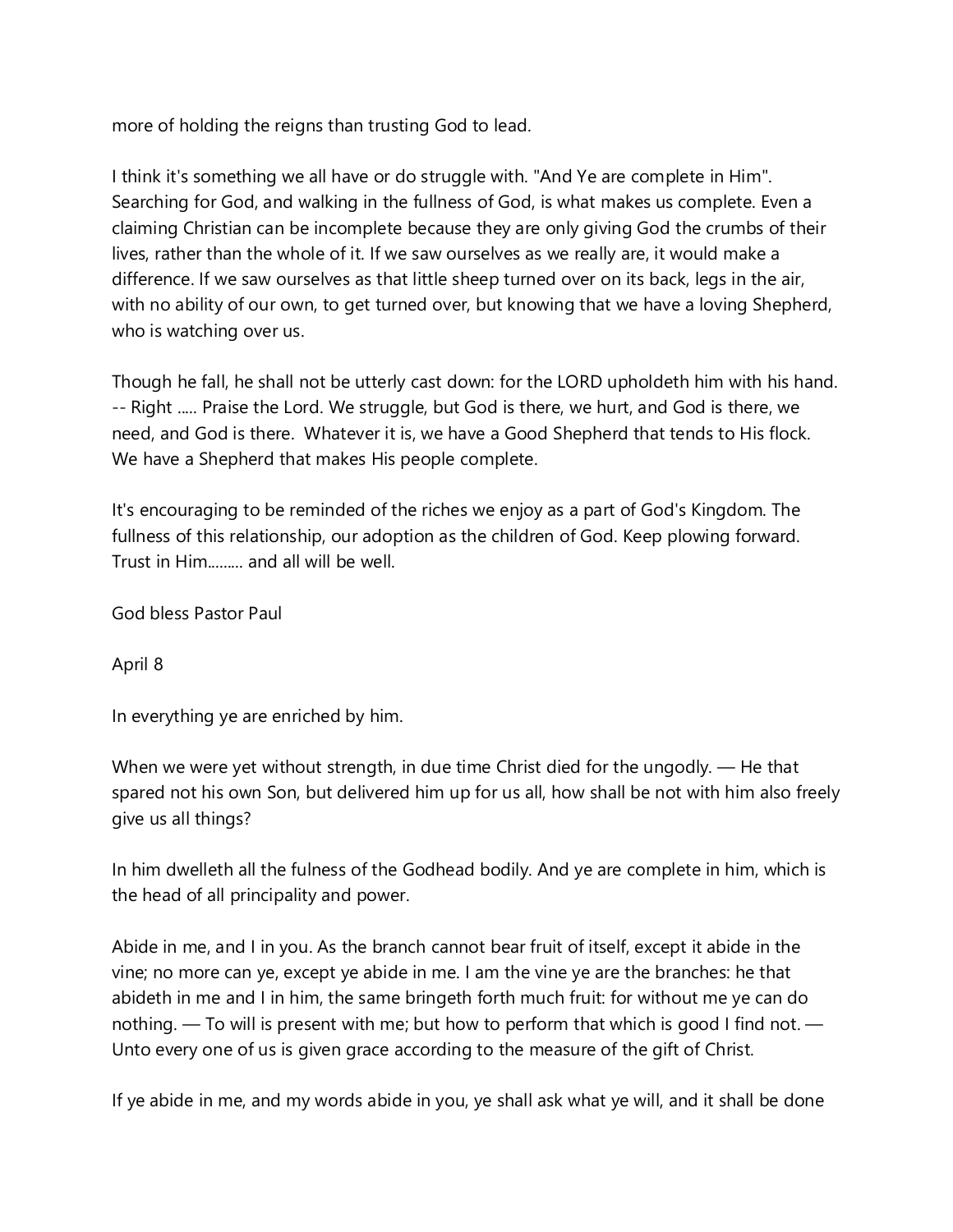more of holding the reigns than trusting God to lead.

I think it's something we all have or do struggle with. "And Ye are complete in Him". Searching for God, and walking in the fullness of God, is what makes us complete. Even a claiming Christian can be incomplete because they are only giving God the crumbs of their lives, rather than the whole of it. If we saw ourselves as we really are, it would make a difference. If we saw ourselves as that little sheep turned over on its back, legs in the air, with no ability of our own, to get turned over, but knowing that we have a loving Shepherd, who is watching over us.

Though he fall, he shall not be utterly cast down: for the LORD upholdeth him with his hand. -- Right ..... Praise the Lord. We struggle, but God is there, we hurt, and God is there, we need, and God is there.  Whatever it is, we have a Good Shepherd that tends to His flock. We have a Shepherd that makes His people complete.

It's encouraging to be reminded of the riches we enjoy as a part of God's Kingdom. The fullness of this relationship, our adoption as the children of God. Keep plowing forward. Trust in Him......... and all will be well.

God bless Pastor Paul

April 8

In everything ye are enriched by him.

When we were yet without strength, in due time Christ died for the ungodly. — He that spared not his own Son, but delivered him up for us all, how shall be not with him also freely give us all things?

In him dwelleth all the fulness of the Godhead bodily. And ye are complete in him, which is the head of all principality and power.

Abide in me, and I in you. As the branch cannot bear fruit of itself, except it abide in the vine; no more can ye, except ye abide in me. I am the vine ye are the branches: he that abideth in me and I in him, the same bringeth forth much fruit: for without me ye can do nothing. — To will is present with me; but how to perform that which is good I find not. — Unto every one of us is given grace according to the measure of the gift of Christ.

If ye abide in me, and my words abide in you, ye shall ask what ye will, and it shall be done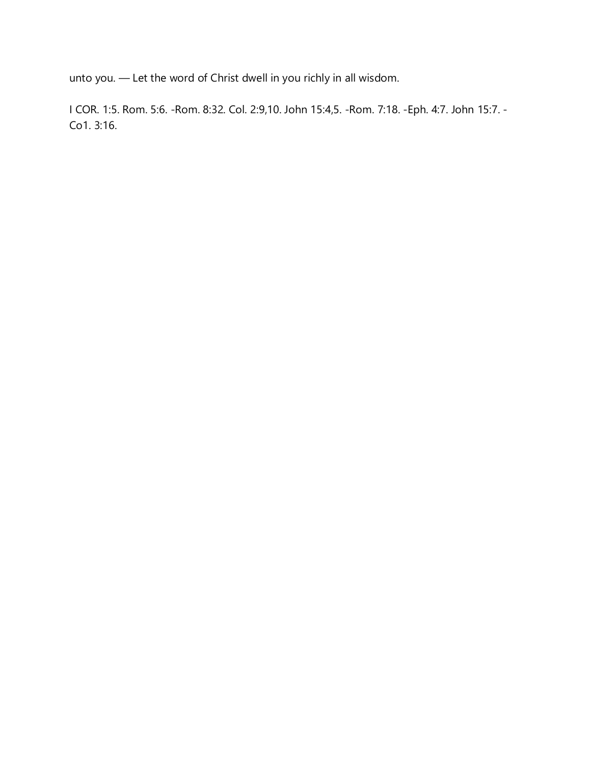unto you. — Let the word of Christ dwell in you richly in all wisdom.

I COR. 1:5. Rom. 5:6. -Rom. 8:32. Col. 2:9,10. John 15:4,5. -Rom. 7:18. -Eph. 4:7. John 15:7. -Co1. 3:16.